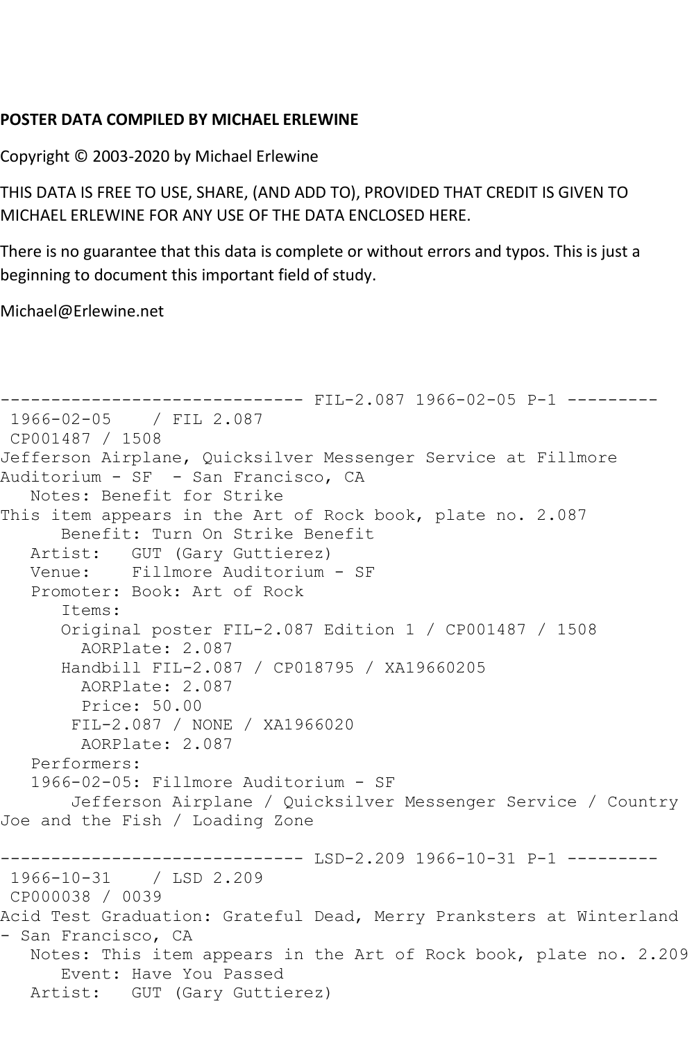**POSTER DATA COMPILED BY MICHAEL ERLEWINE**

Copyright © 2003-2020 by Michael Erlewine

THIS DATA IS FREE TO USE, SHARE, (AND ADD TO), PROVIDED THAT CREDIT IS GIVEN TO MICHAEL ERLEWINE FOR ANY USE OF THE DATA ENCLOSED HERE.

There is no guarantee that this data is complete or without errors and typos. This is just a beginning to document this important field of study.

Michael@Erlewine.net

```
------------------------------ FIL-2.087 1966-02-05 P-1 ---------
 1966-02-05    / FIL 2.087
 CP001487 / 1508
Jefferson Airplane, Quicksilver Messenger Service at Fillmore
Auditorium - SF  - San Francisco, CA
   Notes: Benefit for Strike
This item appears in the Art of Rock book, plate no. 2.087
      Benefit: Turn On Strike Benefit
   Artist:   GUT (Gary Guttierez)
   Venue:    Fillmore Auditorium - SF
   Promoter: Book: Art of Rock
      Items:
      Original poster FIL-2.087 Edition 1 / CP001487 / 1508
        AORPlate: 2.087
      Handbill FIL-2.087 / CP018795 / XA19660205
        AORPlate: 2.087
        Price: 50.00
       FIL-2.087 / NONE / XA1966020
        AORPlate: 2.087
   Performers:
   1966-02-05: Fillmore Auditorium - SF
       Jefferson Airplane / Quicksilver Messenger Service / Country
Joe and the Fish / Loading Zone

------------------------------ LSD-2.209 1966-10-31 P-1 ---------
 1966-10-31    / LSD 2.209
 CP000038 / 0039
Acid Test Graduation: Grateful Dead, Merry Pranksters at Winterland
- San Francisco, CA
   Notes: This item appears in the Art of Rock book, plate no. 2.209
      Event: Have You Passed
   Artist:   GUT (Gary Guttierez)
```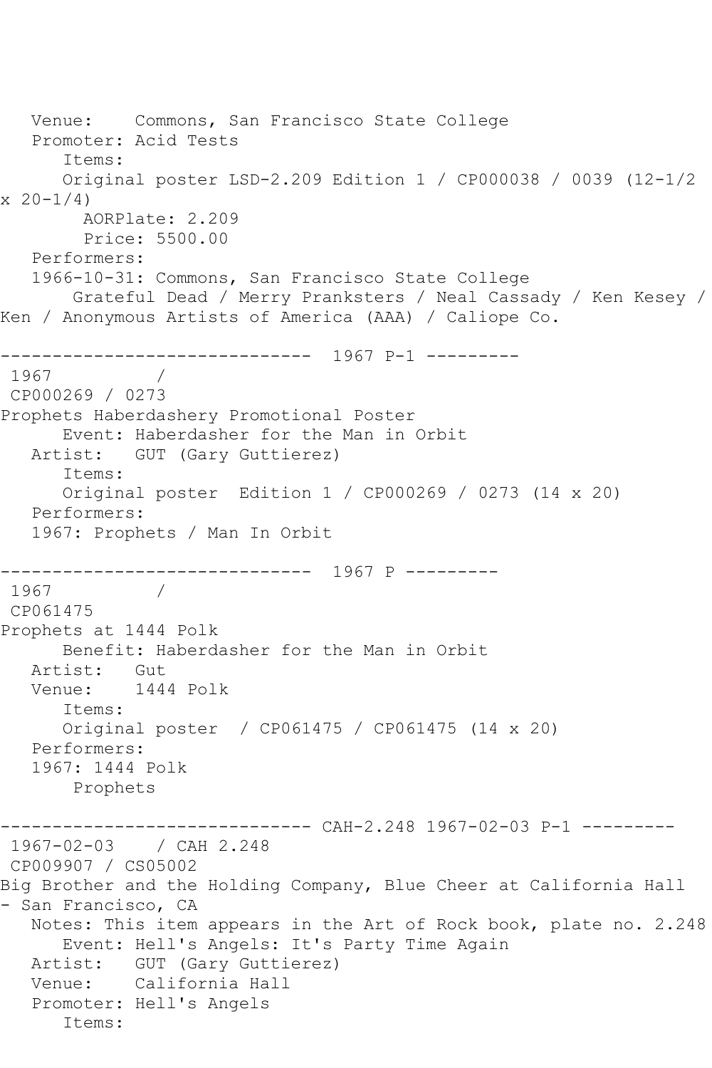Venue: Commons, San Francisco State College
Promoter: Acid Tests
Items:
Original poster LSD-2.209 Edition 1 / CP000038 / 0039 (12-1/2 x 20-1/4)
AORPlate: 2.209
Price: 5500.00
Performers:
1966-10-31: Commons, San Francisco State College
Grateful Dead / Merry Pranksters / Neal Cassady / Ken Kesey / Ken / Anonymous Artists of America (AAA) / Caliope Co.

------------------------------ 1967 P-1 ---------

1967 /
CP000269 / 0273
Prophets Haberdashery Promotional Poster
Event: Haberdasher for the Man in Orbit
Artist: GUT (Gary Guttierez)
Items:
Original poster Edition 1 / CP000269 / 0273 (14 x 20)
Performers:
1967: Prophets / Man In Orbit

------------------------------ 1967 P ---------

1967 /
CP061475
Prophets at 1444 Polk
Benefit: Haberdasher for the Man in Orbit
Artist: Gut
Venue: 1444 Polk
Items:
Original poster / CP061475 / CP061475 (14 x 20)
Performers:
1967: 1444 Polk
Prophets

------------------------------ CAH-2.248 1967-02-03 P-1 ---------

1967-02-03 / CAH 2.248
CP009907 / CS05002
Big Brother and the Holding Company, Blue Cheer at California Hall - San Francisco, CA
Notes: This item appears in the Art of Rock book, plate no. 2.248
Event: Hell's Angels: It's Party Time Again
Artist: GUT (Gary Guttierez)
Venue: California Hall
Promoter: Hell's Angels
Items: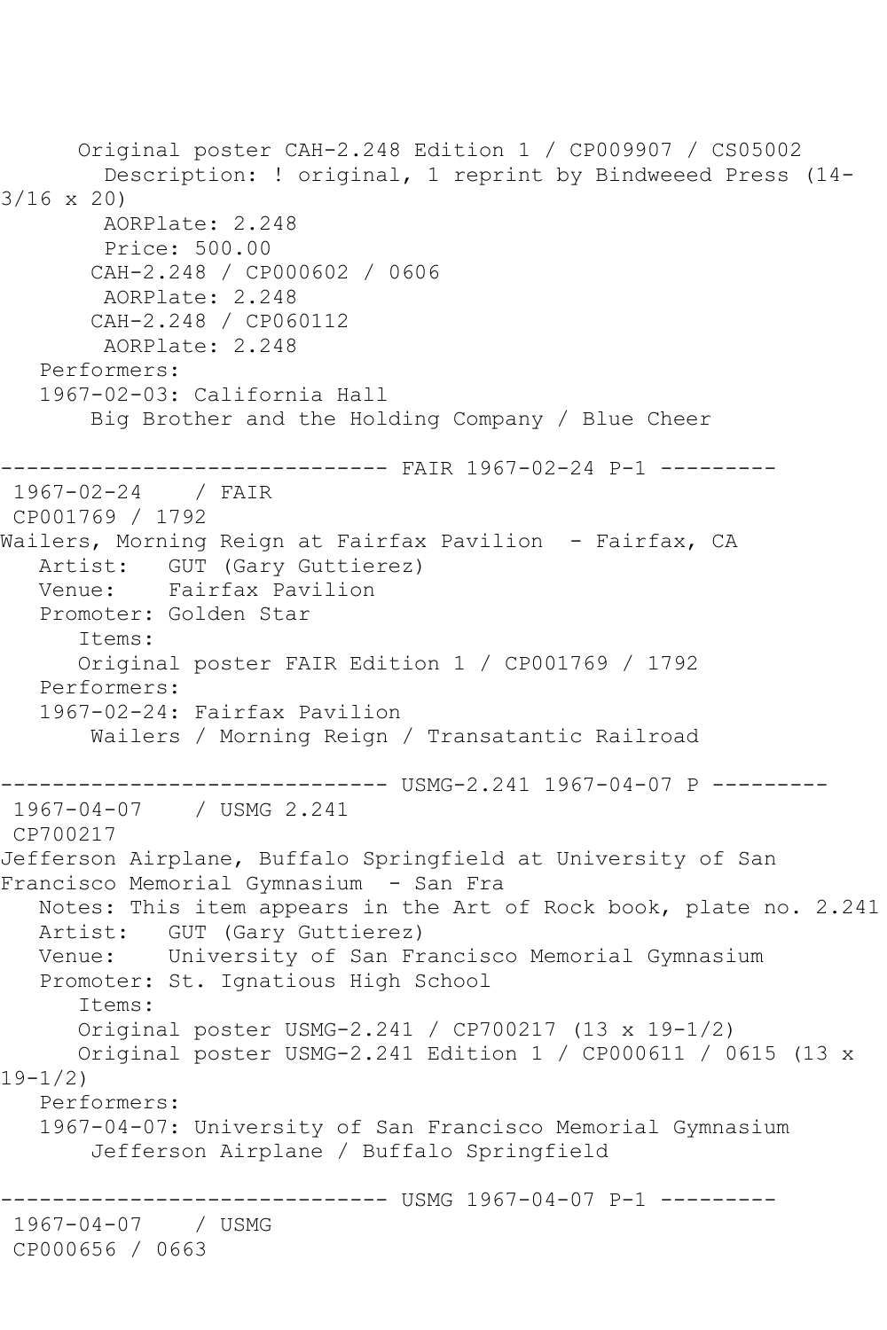```
      Original poster CAH-2.248 Edition 1 / CP009907 / CS05002
        Description: ! original, 1 reprint by Bindweeed Press (14-
3/16 x 20)
        AORPlate: 2.248
        Price: 500.00
       CAH-2.248 / CP000602 / 0606
        AORPlate: 2.248
       CAH-2.248 / CP060112
        AORPlate: 2.248
   Performers:
   1967-02-03: California Hall
       Big Brother and the Holding Company / Blue Cheer

------------------------------ FAIR 1967-02-24 P-1 ---------
 1967-02-24    / FAIR
 CP001769 / 1792
Wailers, Morning Reign at Fairfax Pavilion  - Fairfax, CA
   Artist:   GUT (Gary Guttierez)
   Venue:    Fairfax Pavilion
   Promoter: Golden Star
      Items:
      Original poster FAIR Edition 1 / CP001769 / 1792
   Performers:
   1967-02-24: Fairfax Pavilion
       Wailers / Morning Reign / Transatantic Railroad

------------------------------ USMG-2.241 1967-04-07 P ---------
 1967-04-07    / USMG 2.241
 CP700217
Jefferson Airplane, Buffalo Springfield at University of San
Francisco Memorial Gymnasium  - San Fra
   Notes: This item appears in the Art of Rock book, plate no. 2.241
   Artist:   GUT (Gary Guttierez)
   Venue:    University of San Francisco Memorial Gymnasium
   Promoter: St. Ignatious High School
      Items:
      Original poster USMG-2.241 / CP700217 (13 x 19-1/2)
      Original poster USMG-2.241 Edition 1 / CP000611 / 0615 (13 x
19-1/2)
   Performers:
   1967-04-07: University of San Francisco Memorial Gymnasium
       Jefferson Airplane / Buffalo Springfield

------------------------------ USMG 1967-04-07 P-1 ---------
 1967-04-07    / USMG
 CP000656 / 0663
```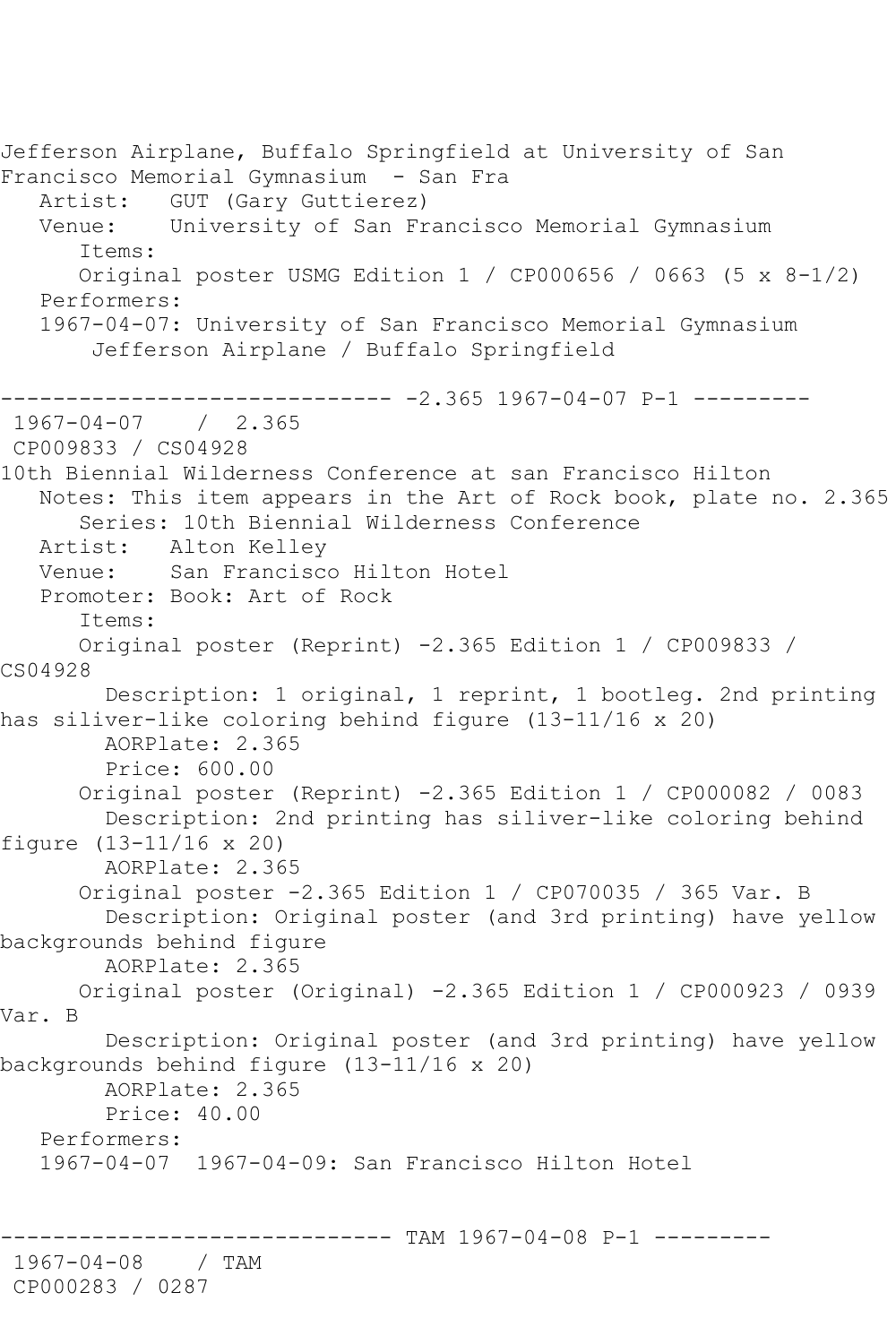Jefferson Airplane, Buffalo Springfield at University of San Francisco Memorial Gymnasium - San Fra

Artist: GUT (Gary Guttierez)

Venue: University of San Francisco Memorial Gymnasium

Items:

Original poster USMG Edition 1 / CP000656 / 0663 (5 x 8-1/2)

Performers:

1967-04-07: University of San Francisco Memorial Gymnasium

Jefferson Airplane / Buffalo Springfield

------------------------------ -2.365 1967-04-07 P-1 ---------

1967-04-07 / 2.365

CP009833 / CS04928

10th Biennial Wilderness Conference at san Francisco Hilton

Notes: This item appears in the Art of Rock book, plate no. 2.365

Series: 10th Biennial Wilderness Conference

Artist: Alton Kelley

Venue: San Francisco Hilton Hotel

Promoter: Book: Art of Rock

Items:

Original poster (Reprint) -2.365 Edition 1 / CP009833 / CS04928

Description: 1 original, 1 reprint, 1 bootleg. 2nd printing has siliver-like coloring behind figure (13-11/16 x 20)

AORPlate: 2.365

Price: 600.00

Original poster (Reprint) -2.365 Edition 1 / CP000082 / 0083

Description: 2nd printing has siliver-like coloring behind figure (13-11/16 x 20)

AORPlate: 2.365

Original poster -2.365 Edition 1 / CP070035 / 365 Var. B

Description: Original poster (and 3rd printing) have yellow backgrounds behind figure

AORPlate: 2.365

Original poster (Original) -2.365 Edition 1 / CP000923 / 0939 Var. B

Description: Original poster (and 3rd printing) have yellow backgrounds behind figure (13-11/16 x 20)

AORPlate: 2.365

Price: 40.00

Performers:

1967-04-07 1967-04-09: San Francisco Hilton Hotel

------------------------------ TAM 1967-04-08 P-1 ---------

1967-04-08 / TAM

CP000283 / 0287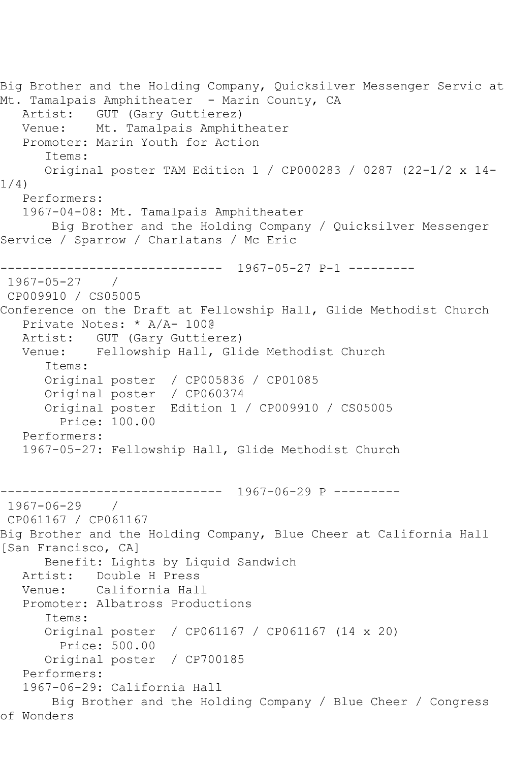Big Brother and the Holding Company, Quicksilver Messenger Servic at Mt. Tamalpais Amphitheater - Marin County, CA
   Artist: GUT (Gary Guttierez)
   Venue: Mt. Tamalpais Amphitheater
   Promoter: Marin Youth for Action
      Items:
      Original poster TAM Edition 1 / CP000283 / 0287 (22-1/2 x 14-1/4)
   Performers:
   1967-04-08: Mt. Tamalpais Amphitheater
       Big Brother and the Holding Company / Quicksilver Messenger Service / Sparrow / Charlatans / Mc Eric

------------------------------ 1967-05-27 P-1 ---------

1967-05-27 /
CP009910 / CS05005
Conference on the Draft at Fellowship Hall, Glide Methodist Church
   Private Notes: * A/A- 100@
   Artist: GUT (Gary Guttierez)
   Venue: Fellowship Hall, Glide Methodist Church
      Items:
      Original poster / CP005836 / CP01085
      Original poster / CP060374
      Original poster Edition 1 / CP009910 / CS05005
        Price: 100.00
   Performers:
   1967-05-27: Fellowship Hall, Glide Methodist Church

------------------------------ 1967-06-29 P ---------

1967-06-29 /
CP061167 / CP061167
Big Brother and the Holding Company, Blue Cheer at California Hall [San Francisco, CA]
      Benefit: Lights by Liquid Sandwich
   Artist: Double H Press
   Venue: California Hall
   Promoter: Albatross Productions
      Items:
      Original poster / CP061167 / CP061167 (14 x 20)
        Price: 500.00
      Original poster / CP700185
   Performers:
   1967-06-29: California Hall
       Big Brother and the Holding Company / Blue Cheer / Congress of Wonders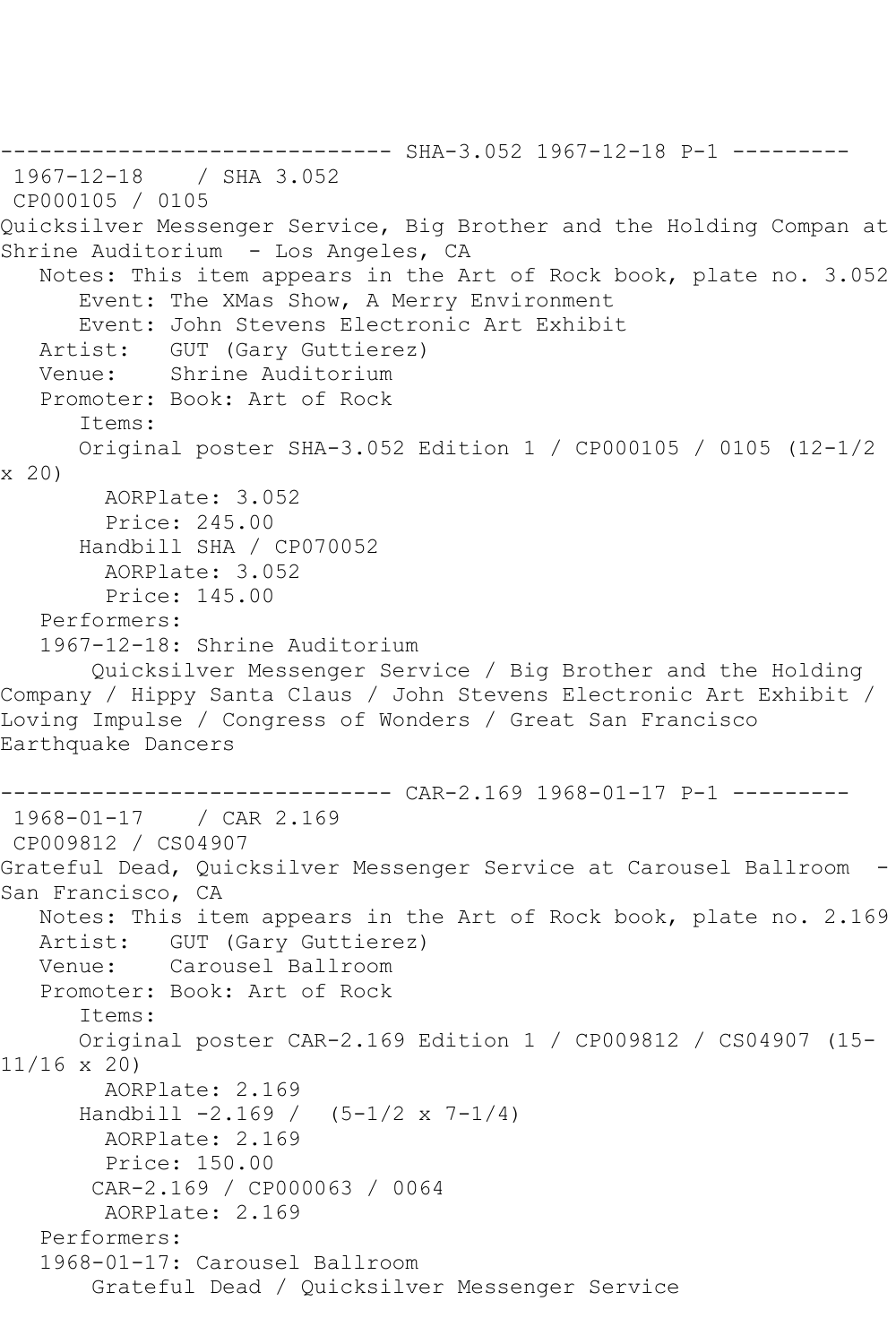------------------------------ SHA-3.052 1967-12-18 P-1 ---------

1967-12-18 / SHA 3.052

CP000105 / 0105

Quicksilver Messenger Service, Big Brother and the Holding Compan at Shrine Auditorium - Los Angeles, CA

Notes: This item appears in the Art of Rock book, plate no. 3.052

Event: The XMas Show, A Merry Environment

Event: John Stevens Electronic Art Exhibit

Artist: GUT (Gary Guttierez)

Venue: Shrine Auditorium

Promoter: Book: Art of Rock

Items:

Original poster SHA-3.052 Edition 1 / CP000105 / 0105 (12-1/2 x 20)

AORPlate: 3.052

Price: 245.00

Handbill SHA / CP070052

AORPlate: 3.052

Price: 145.00

Performers:

1967-12-18: Shrine Auditorium

Quicksilver Messenger Service / Big Brother and the Holding Company / Hippy Santa Claus / John Stevens Electronic Art Exhibit / Loving Impulse / Congress of Wonders / Great San Francisco Earthquake Dancers

------------------------------ CAR-2.169 1968-01-17 P-1 ---------

1968-01-17 / CAR 2.169

CP009812 / CS04907

Grateful Dead, Quicksilver Messenger Service at Carousel Ballroom - San Francisco, CA

Notes: This item appears in the Art of Rock book, plate no. 2.169

Artist: GUT (Gary Guttierez)

Venue: Carousel Ballroom

Promoter: Book: Art of Rock

Items:

Original poster CAR-2.169 Edition 1 / CP009812 / CS04907 (15-11/16 x 20)

AORPlate: 2.169

Handbill -2.169 / (5-1/2 x 7-1/4)

AORPlate: 2.169

Price: 150.00

CAR-2.169 / CP000063 / 0064

AORPlate: 2.169

Performers:

1968-01-17: Carousel Ballroom

Grateful Dead / Quicksilver Messenger Service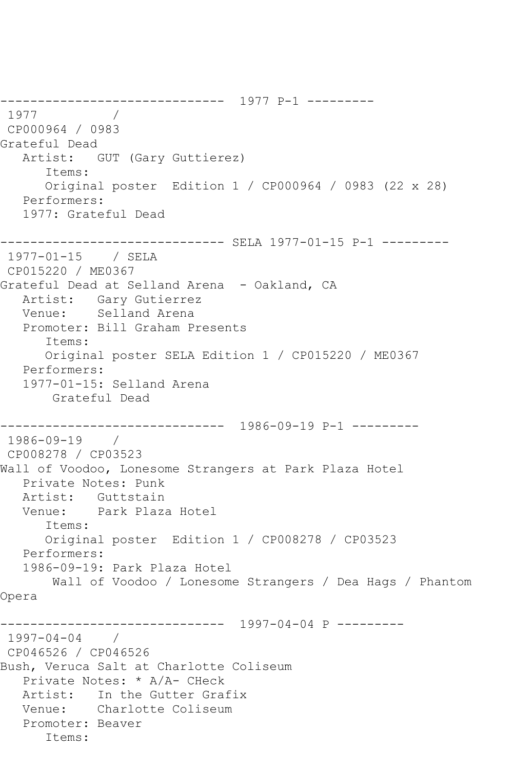```
------------------------------  1977 P-1 ---------
 1977          / 
 CP000964 / 0983
Grateful Dead
   Artist:   GUT (Gary Guttierez)
      Items:
      Original poster  Edition 1 / CP000964 / 0983 (22 x 28)
   Performers:
   1977: Grateful Dead

------------------------------ SELA 1977-01-15 P-1 ---------
 1977-01-15    / SELA
 CP015220 / ME0367
Grateful Dead at Selland Arena  - Oakland, CA
   Artist:   Gary Gutierrez
   Venue:    Selland Arena
   Promoter: Bill Graham Presents
      Items:
      Original poster SELA Edition 1 / CP015220 / ME0367
   Performers:
   1977-01-15: Selland Arena
       Grateful Dead

------------------------------  1986-09-19 P-1 ---------
 1986-09-19    / 
 CP008278 / CP03523
Wall of Voodoo, Lonesome Strangers at Park Plaza Hotel
   Private Notes: Punk
   Artist:   Guttstain
   Venue:    Park Plaza Hotel
      Items:
      Original poster  Edition 1 / CP008278 / CP03523
   Performers:
   1986-09-19: Park Plaza Hotel
       Wall of Voodoo / Lonesome Strangers / Dea Hags / Phantom
Opera

------------------------------  1997-04-04 P ---------
 1997-04-04    / 
 CP046526 / CP046526
Bush, Veruca Salt at Charlotte Coliseum
   Private Notes: * A/A- CHeck
   Artist:   In the Gutter Grafix
   Venue:    Charlotte Coliseum
   Promoter: Beaver
      Items:
```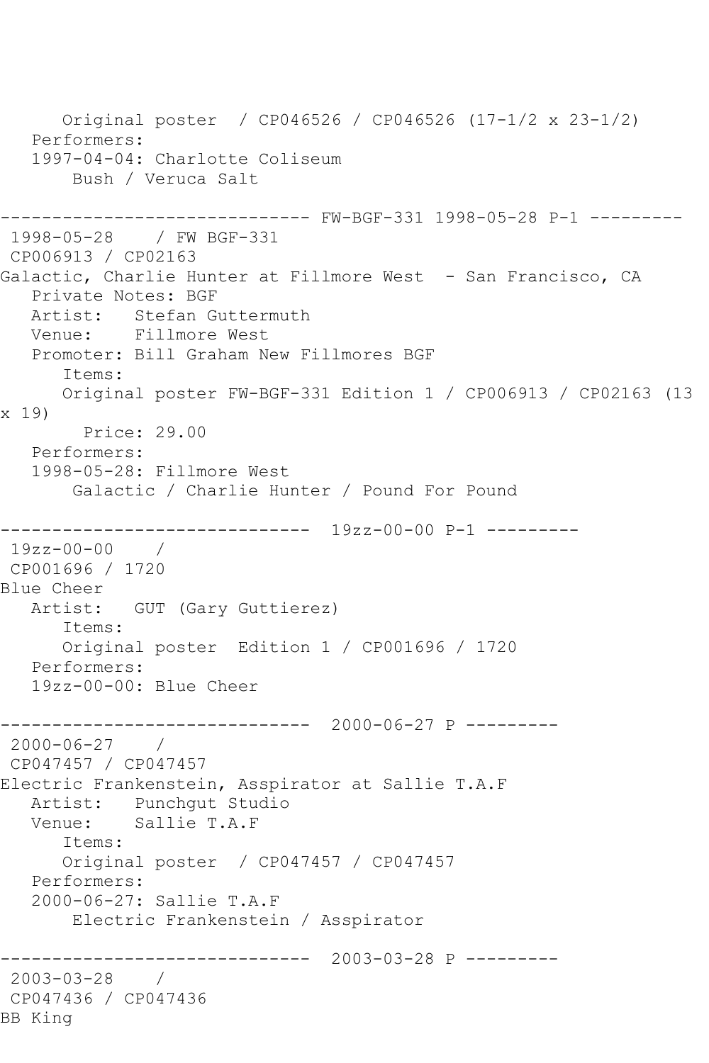```
      Original poster  / CP046526 / CP046526 (17-1/2 x 23-1/2)
   Performers:
   1997-04-04: Charlotte Coliseum
       Bush / Veruca Salt

------------------------------ FW-BGF-331 1998-05-28 P-1 ---------
 1998-05-28    / FW BGF-331
 CP006913 / CP02163
Galactic, Charlie Hunter at Fillmore West  - San Francisco, CA
   Private Notes: BGF
   Artist:   Stefan Guttermuth
   Venue:    Fillmore West
   Promoter: Bill Graham New Fillmores BGF
      Items:
      Original poster FW-BGF-331 Edition 1 / CP006913 / CP02163 (13
x 19)
        Price: 29.00
   Performers:
   1998-05-28: Fillmore West
       Galactic / Charlie Hunter / Pound For Pound

------------------------------  19zz-00-00 P-1 ---------
 19zz-00-00    /
 CP001696 / 1720
Blue Cheer
   Artist:   GUT (Gary Guttierez)
      Items:
      Original poster  Edition 1 / CP001696 / 1720
   Performers:
   19zz-00-00: Blue Cheer

------------------------------  2000-06-27 P ---------
 2000-06-27    /
 CP047457 / CP047457
Electric Frankenstein, Asspirator at Sallie T.A.F
   Artist:   Punchgut Studio
   Venue:    Sallie T.A.F
      Items:
      Original poster  / CP047457 / CP047457
   Performers:
   2000-06-27: Sallie T.A.F
       Electric Frankenstein / Asspirator

------------------------------  2003-03-28 P ---------
 2003-03-28    /
 CP047436 / CP047436
BB King
```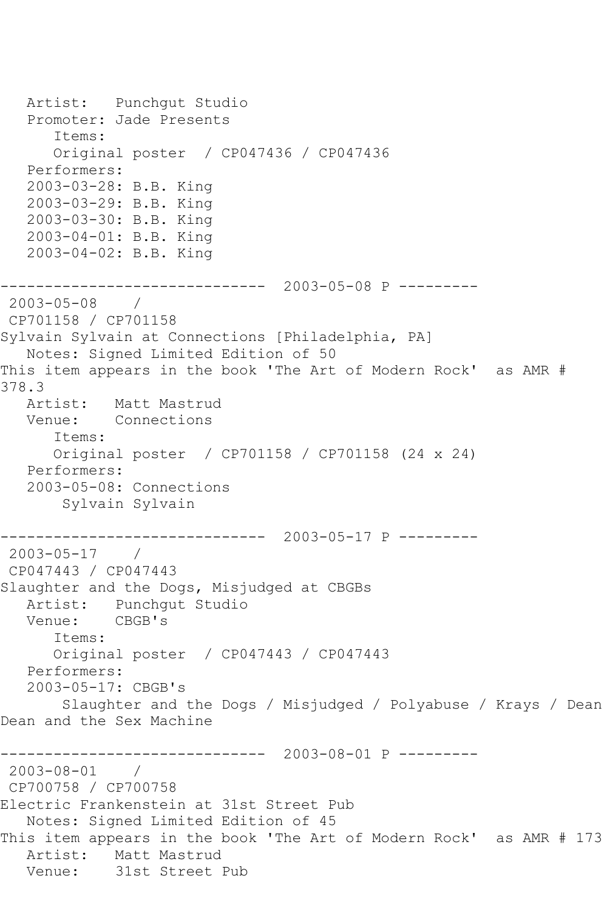Artist:   Punchgut Studio
   Promoter: Jade Presents
      Items:
      Original poster  / CP047436 / CP047436
   Performers:
   2003-03-28: B.B. King
   2003-03-29: B.B. King
   2003-03-30: B.B. King
   2003-04-01: B.B. King
   2003-04-02: B.B. King

------------------------------  2003-05-08 P ---------
 2003-05-08    /
 CP701158 / CP701158
Sylvain Sylvain at Connections [Philadelphia, PA]
   Notes: Signed Limited Edition of 50
This item appears in the book 'The Art of Modern Rock'  as AMR # 378.3
   Artist:   Matt Mastrud
   Venue:    Connections
      Items:
      Original poster  / CP701158 / CP701158 (24 x 24)
   Performers:
   2003-05-08: Connections
       Sylvain Sylvain

------------------------------  2003-05-17 P ---------
 2003-05-17    /
 CP047443 / CP047443
Slaughter and the Dogs, Misjudged at CBGBs
   Artist:   Punchgut Studio
   Venue:    CBGB's
      Items:
      Original poster  / CP047443 / CP047443
   Performers:
   2003-05-17: CBGB's
       Slaughter and the Dogs / Misjudged / Polyabuse / Krays / Dean Dean and the Sex Machine

------------------------------  2003-08-01 P ---------
 2003-08-01    /
 CP700758 / CP700758
Electric Frankenstein at 31st Street Pub
   Notes: Signed Limited Edition of 45
This item appears in the book 'The Art of Modern Rock'  as AMR # 173
   Artist:   Matt Mastrud
   Venue:    31st Street Pub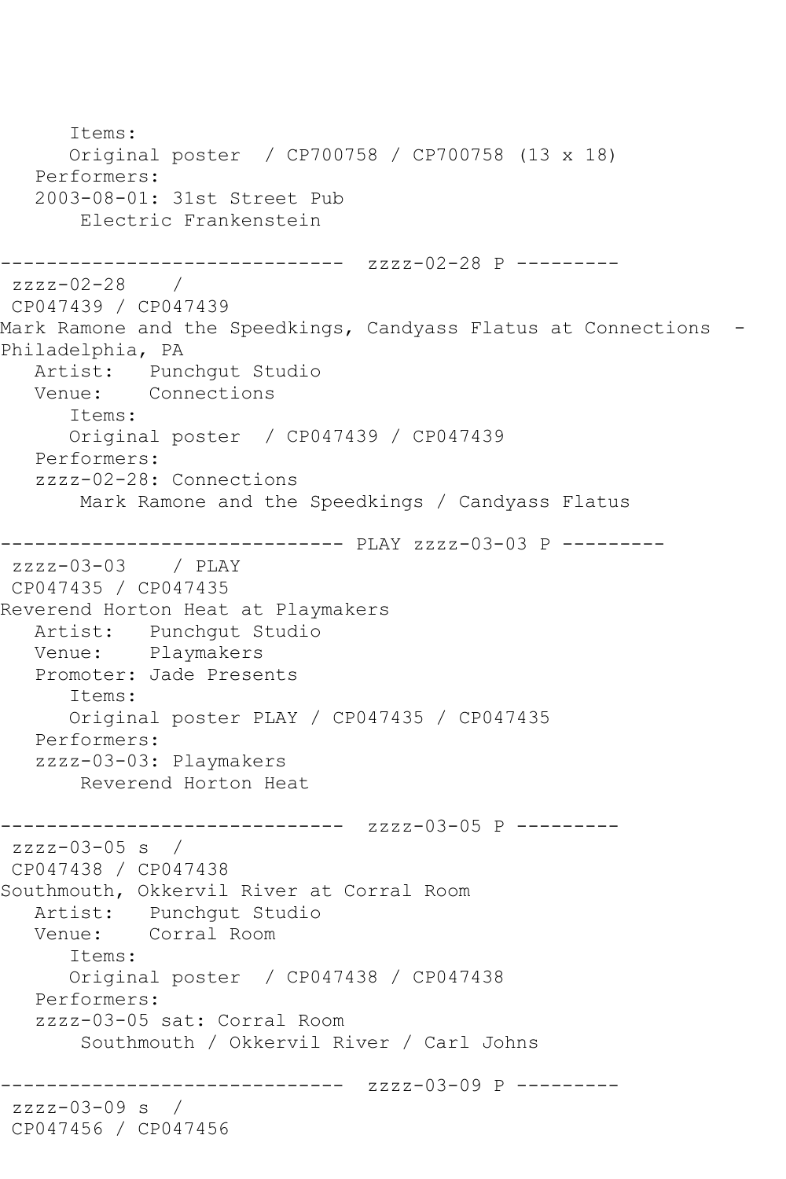```
      Items:
      Original poster  / CP700758 / CP700758 (13 x 18)
   Performers:
   2003-08-01: 31st Street Pub
       Electric Frankenstein

------------------------------  zzzz-02-28 P ---------
 zzzz-02-28    /
 CP047439 / CP047439
Mark Ramone and the Speedkings, Candyass Flatus at Connections  -
Philadelphia, PA
   Artist:   Punchgut Studio
   Venue:    Connections
      Items:
      Original poster  / CP047439 / CP047439
   Performers:
   zzzz-02-28: Connections
       Mark Ramone and the Speedkings / Candyass Flatus

------------------------------ PLAY zzzz-03-03 P ---------
 zzzz-03-03    / PLAY
 CP047435 / CP047435
Reverend Horton Heat at Playmakers
   Artist:   Punchgut Studio
   Venue:    Playmakers
   Promoter: Jade Presents
      Items:
      Original poster PLAY / CP047435 / CP047435
   Performers:
   zzzz-03-03: Playmakers
       Reverend Horton Heat

------------------------------  zzzz-03-05 P ---------
 zzzz-03-05 s  /
 CP047438 / CP047438
Southmouth, Okkervil River at Corral Room
   Artist:   Punchgut Studio
   Venue:    Corral Room
      Items:
      Original poster  / CP047438 / CP047438
   Performers:
   zzzz-03-05 sat: Corral Room
       Southmouth / Okkervil River / Carl Johns

------------------------------  zzzz-03-09 P ---------
 zzzz-03-09 s  /
 CP047456 / CP047456
```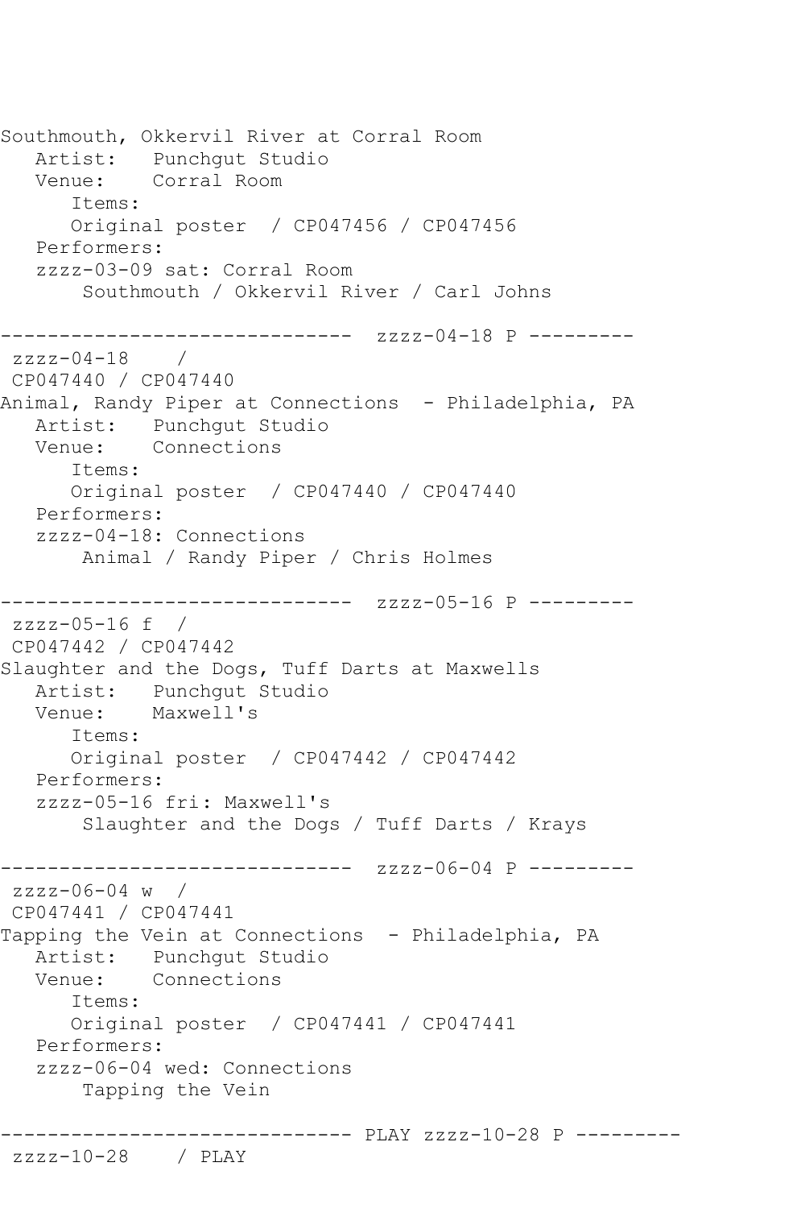```
Southmouth, Okkervil River at Corral Room
   Artist:   Punchgut Studio
   Venue:    Corral Room
      Items:
      Original poster  / CP047456 / CP047456
   Performers:
   zzzz-03-09 sat: Corral Room
       Southmouth / Okkervil River / Carl Johns

------------------------------  zzzz-04-18 P ---------
 zzzz-04-18    /
 CP047440 / CP047440
Animal, Randy Piper at Connections  - Philadelphia, PA
   Artist:   Punchgut Studio
   Venue:    Connections
      Items:
      Original poster  / CP047440 / CP047440
   Performers:
   zzzz-04-18: Connections
       Animal / Randy Piper / Chris Holmes

------------------------------  zzzz-05-16 P ---------
 zzzz-05-16 f  /
 CP047442 / CP047442
Slaughter and the Dogs, Tuff Darts at Maxwells
   Artist:   Punchgut Studio
   Venue:    Maxwell's
      Items:
      Original poster  / CP047442 / CP047442
   Performers:
   zzzz-05-16 fri: Maxwell's
       Slaughter and the Dogs / Tuff Darts / Krays

------------------------------  zzzz-06-04 P ---------
 zzzz-06-04 w  /
 CP047441 / CP047441
Tapping the Vein at Connections  - Philadelphia, PA
   Artist:   Punchgut Studio
   Venue:    Connections
      Items:
      Original poster  / CP047441 / CP047441
   Performers:
   zzzz-06-04 wed: Connections
       Tapping the Vein

------------------------------ PLAY zzzz-10-28 P ---------
 zzzz-10-28    / PLAY
```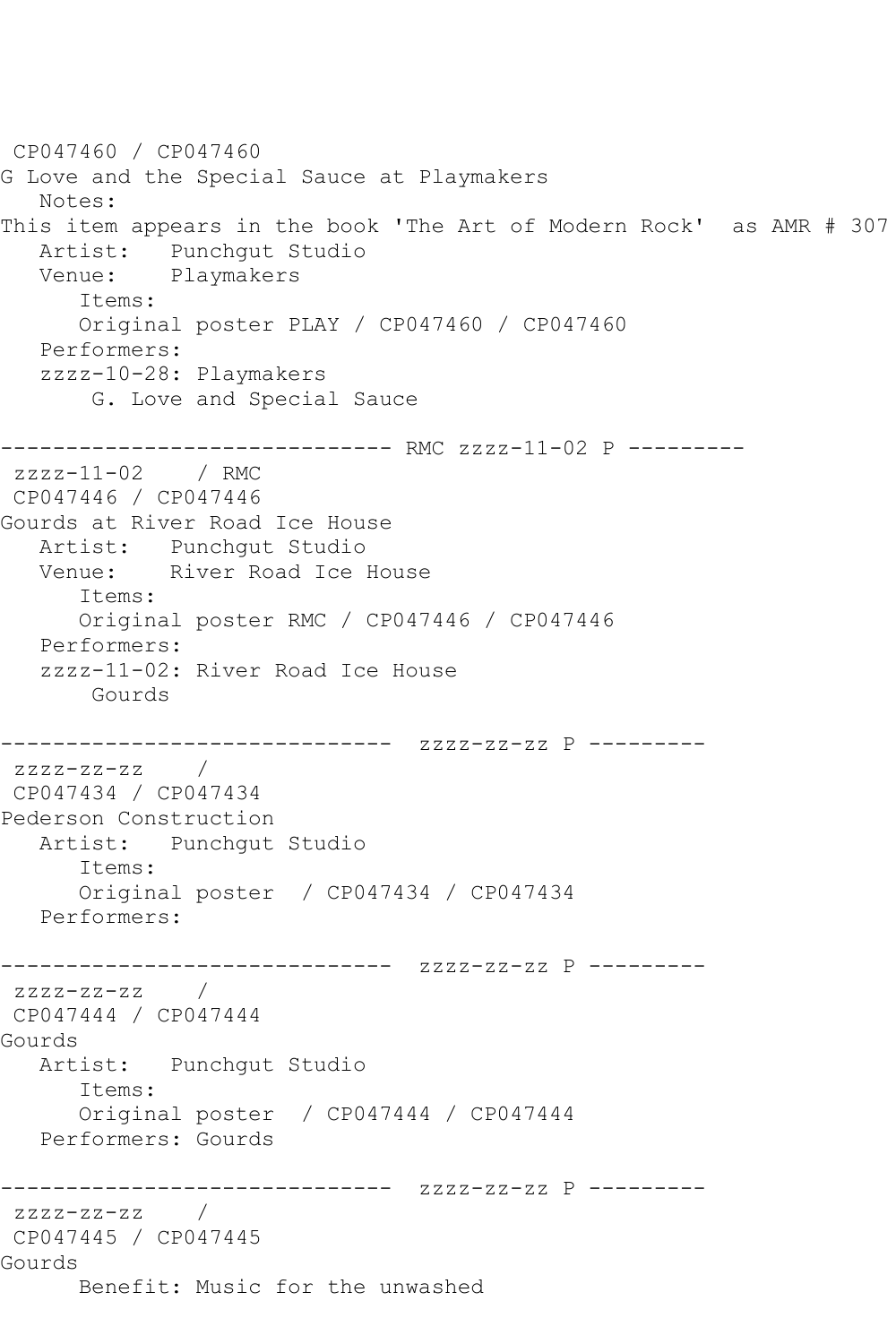CP047460 / CP047460
G Love and the Special Sauce at Playmakers
   Notes:
This item appears in the book 'The Art of Modern Rock'  as AMR # 307
   Artist:   Punchgut Studio
   Venue:    Playmakers
      Items:
      Original poster PLAY / CP047460 / CP047460
   Performers:
   zzzz-10-28: Playmakers
       G. Love and Special Sauce

------------------------------ RMC zzzz-11-02 P ---------
zzzz-11-02    / RMC
CP047446 / CP047446
Gourds at River Road Ice House
   Artist:   Punchgut Studio
   Venue:    River Road Ice House
      Items:
      Original poster RMC / CP047446 / CP047446
   Performers:
   zzzz-11-02: River Road Ice House
       Gourds

------------------------------  zzzz-zz-zz P ---------
zzzz-zz-zz    /
CP047434 / CP047434
Pederson Construction
   Artist:   Punchgut Studio
      Items:
      Original poster  / CP047434 / CP047434
   Performers:

------------------------------  zzzz-zz-zz P ---------
zzzz-zz-zz    /
CP047444 / CP047444
Gourds
   Artist:   Punchgut Studio
      Items:
      Original poster  / CP047444 / CP047444
   Performers: Gourds

------------------------------  zzzz-zz-zz P ---------
zzzz-zz-zz    /
CP047445 / CP047445
Gourds
      Benefit: Music for the unwashed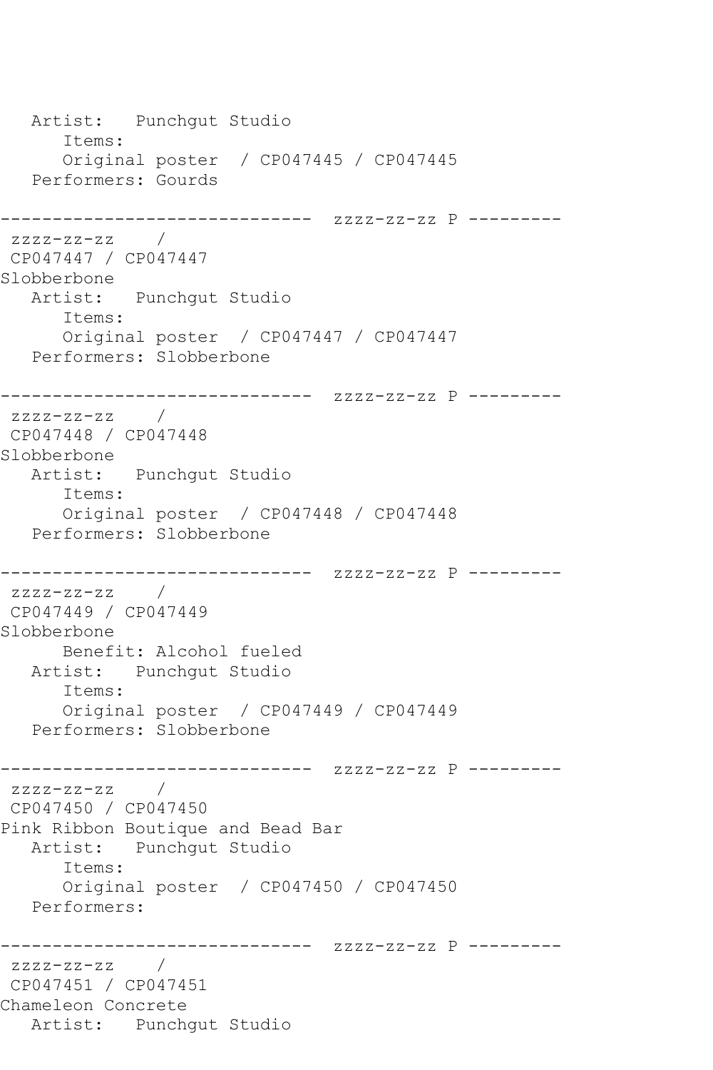```
   Artist:   Punchgut Studio
      Items:
      Original poster  / CP047445 / CP047445
   Performers: Gourds

------------------------------  zzzz-zz-zz P ---------
 zzzz-zz-zz    /
 CP047447 / CP047447
Slobberbone
   Artist:   Punchgut Studio
      Items:
      Original poster  / CP047447 / CP047447
   Performers: Slobberbone

------------------------------  zzzz-zz-zz P ---------
 zzzz-zz-zz    /
 CP047448 / CP047448
Slobberbone
   Artist:   Punchgut Studio
      Items:
      Original poster  / CP047448 / CP047448
   Performers: Slobberbone

------------------------------  zzzz-zz-zz P ---------
 zzzz-zz-zz    /
 CP047449 / CP047449
Slobberbone
      Benefit: Alcohol fueled
   Artist:   Punchgut Studio
      Items:
      Original poster  / CP047449 / CP047449
   Performers: Slobberbone

------------------------------  zzzz-zz-zz P ---------
 zzzz-zz-zz    /
 CP047450 / CP047450
Pink Ribbon Boutique and Bead Bar
   Artist:   Punchgut Studio
      Items:
      Original poster  / CP047450 / CP047450
   Performers:

------------------------------  zzzz-zz-zz P ---------
 zzzz-zz-zz    /
 CP047451 / CP047451
Chameleon Concrete
   Artist:   Punchgut Studio
```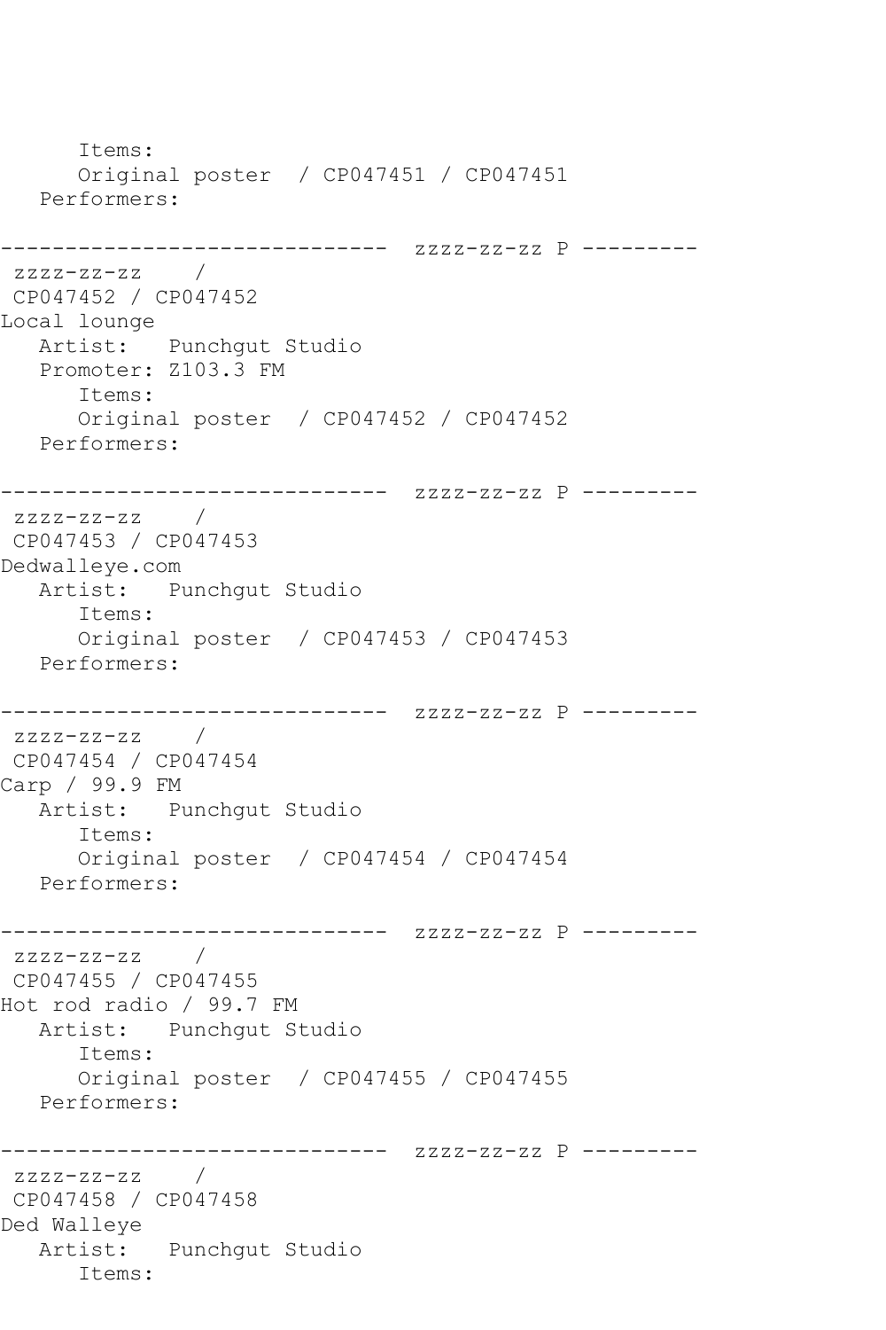```
      Items:
      Original poster  / CP047451 / CP047451
   Performers:

------------------------------  zzzz-zz-zz P ---------
 zzzz-zz-zz    /
 CP047452 / CP047452
Local lounge
   Artist:   Punchgut Studio
   Promoter: Z103.3 FM
      Items:
      Original poster  / CP047452 / CP047452
   Performers:

------------------------------  zzzz-zz-zz P ---------
 zzzz-zz-zz    /
 CP047453 / CP047453
Dedwalleye.com
   Artist:   Punchgut Studio
      Items:
      Original poster  / CP047453 / CP047453
   Performers:

------------------------------  zzzz-zz-zz P ---------
 zzzz-zz-zz    /
 CP047454 / CP047454
Carp / 99.9 FM
   Artist:   Punchgut Studio
      Items:
      Original poster  / CP047454 / CP047454
   Performers:

------------------------------  zzzz-zz-zz P ---------
 zzzz-zz-zz    /
 CP047455 / CP047455
Hot rod radio / 99.7 FM
   Artist:   Punchgut Studio
      Items:
      Original poster  / CP047455 / CP047455
   Performers:

------------------------------  zzzz-zz-zz P ---------
 zzzz-zz-zz    /
 CP047458 / CP047458
Ded Walleye
   Artist:   Punchgut Studio
      Items:
```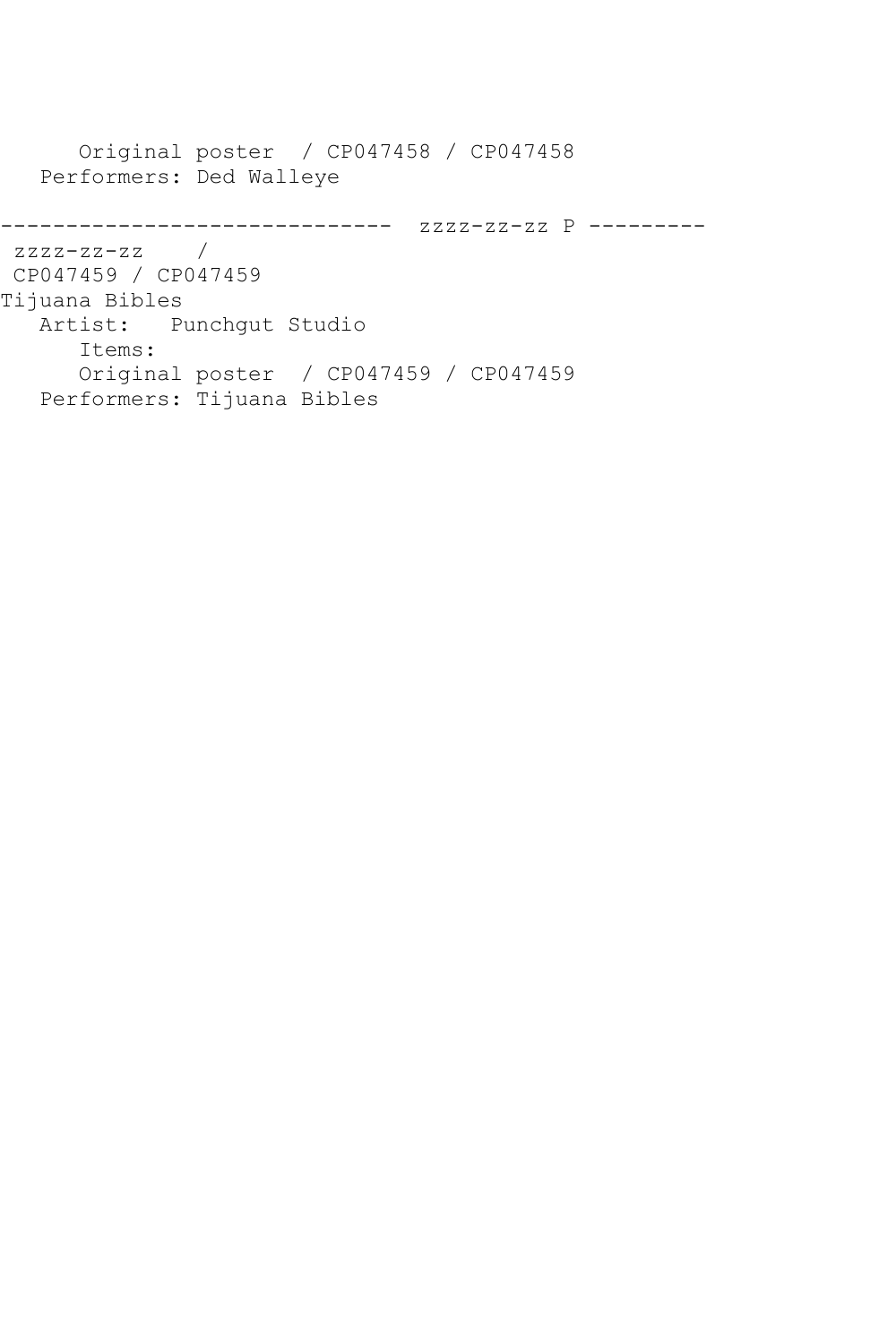```
      Original poster  / CP047458 / CP047458
   Performers: Ded Walleye

------------------------------  zzzz-zz-zz P ---------
 zzzz-zz-zz    /
 CP047459 / CP047459
Tijuana Bibles
   Artist:   Punchgut Studio
      Items:
      Original poster  / CP047459 / CP047459
   Performers: Tijuana Bibles
```